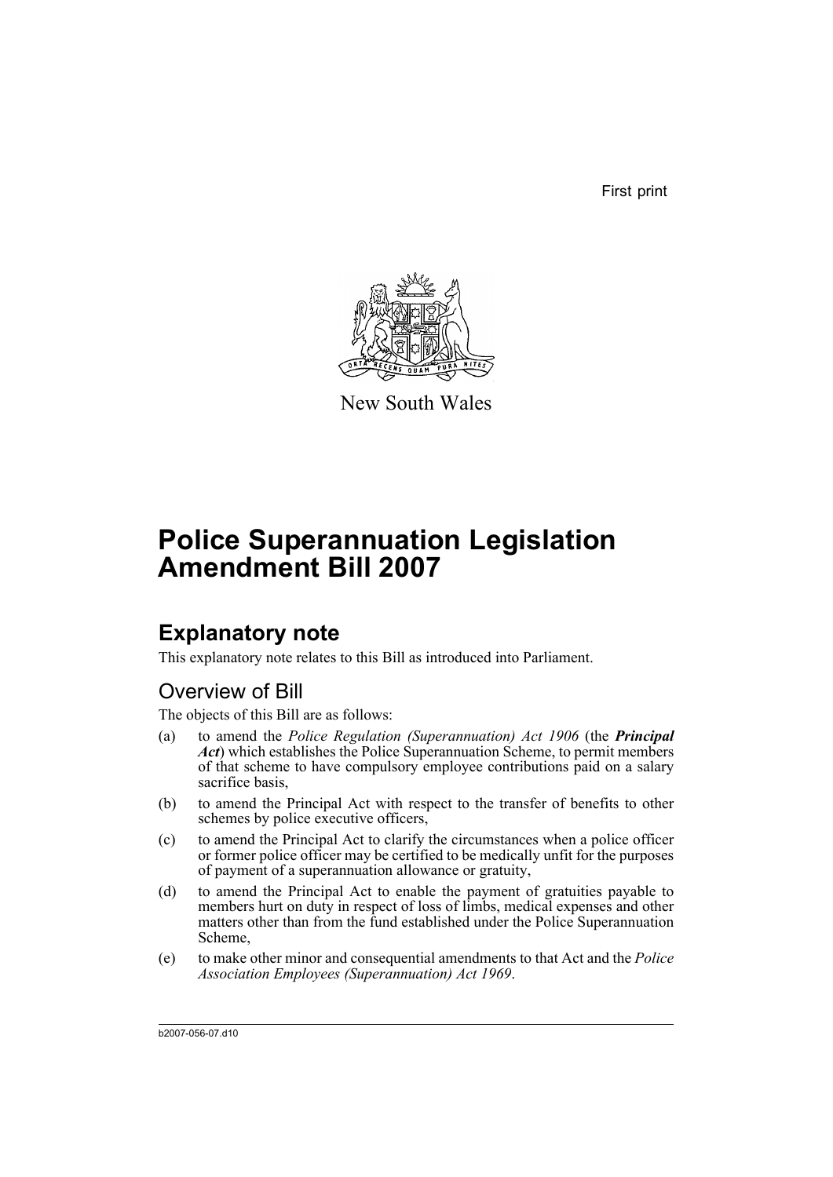First print

New South Wales

# Police Superannuation Legislation Amendment Bill 2007

## Explanatory note

This explanatory note relates to this Bill as introduced into Parliament.

### Overview of Bill

The objects of this Bill are as follows:

(a) to amend the *Police Regulation (Superannuation) Act 1906* (the ***Principal Act***) which establishes the Police Superannuation Scheme, to permit members of that scheme to have compulsory employee contributions paid on a salary sacrifice basis,

(b) to amend the Principal Act with respect to the transfer of benefits to other schemes by police executive officers,

(c) to amend the Principal Act to clarify the circumstances when a police officer or former police officer may be certified to be medically unfit for the purposes of payment of a superannuation allowance or gratuity,

(d) to amend the Principal Act to enable the payment of gratuities payable to members hurt on duty in respect of loss of limbs, medical expenses and other matters other than from the fund established under the Police Superannuation Scheme,

(e) to make other minor and consequential amendments to that Act and the *Police Association Employees (Superannuation) Act 1969*.

b2007-056-07.d10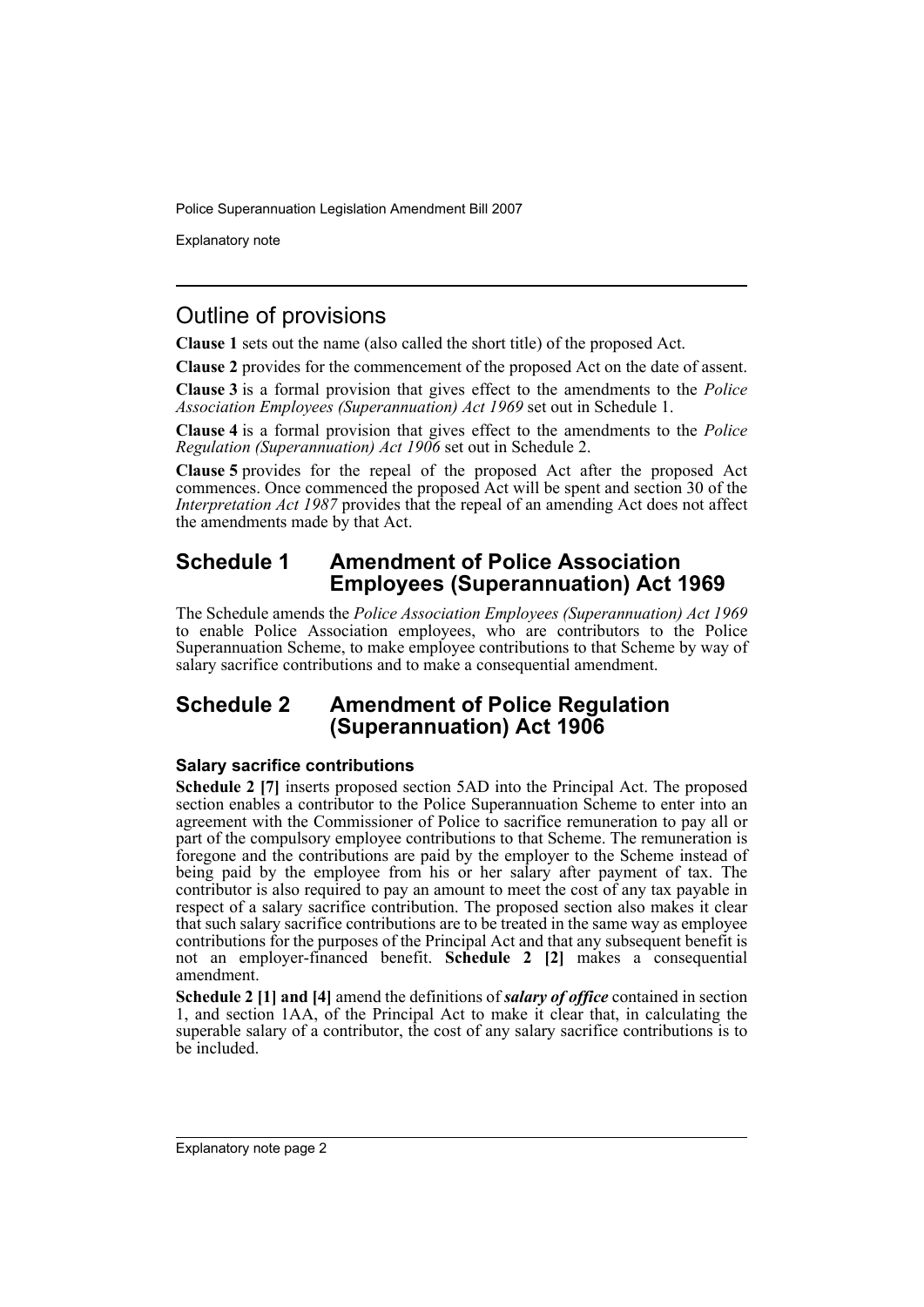## Outline of provisions

**Clause 1** sets out the name (also called the short title) of the proposed Act.

**Clause 2** provides for the commencement of the proposed Act on the date of assent.

**Clause 3** is a formal provision that gives effect to the amendments to the *Police Association Employees (Superannuation) Act 1969* set out in Schedule 1.

**Clause 4** is a formal provision that gives effect to the amendments to the *Police Regulation (Superannuation) Act 1906* set out in Schedule 2.

**Clause 5** provides for the repeal of the proposed Act after the proposed Act commences. Once commenced the proposed Act will be spent and section 30 of the *Interpretation Act 1987* provides that the repeal of an amending Act does not affect the amendments made by that Act.

## Schedule 1 Amendment of Police Association Employees (Superannuation) Act 1969

The Schedule amends the *Police Association Employees (Superannuation) Act 1969* to enable Police Association employees, who are contributors to the Police Superannuation Scheme, to make employee contributions to that Scheme by way of salary sacrifice contributions and to make a consequential amendment.

## Schedule 2 Amendment of Police Regulation (Superannuation) Act 1906

### Salary sacrifice contributions

**Schedule 2 [7]** inserts proposed section 5AD into the Principal Act. The proposed section enables a contributor to the Police Superannuation Scheme to enter into an agreement with the Commissioner of Police to sacrifice remuneration to pay all or part of the compulsory employee contributions to that Scheme. The remuneration is foregone and the contributions are paid by the employer to the Scheme instead of being paid by the employee from his or her salary after payment of tax. The contributor is also required to pay an amount to meet the cost of any tax payable in respect of a salary sacrifice contribution. The proposed section also makes it clear that such salary sacrifice contributions are to be treated in the same way as employee contributions for the purposes of the Principal Act and that any subsequent benefit is not an employer-financed benefit. **Schedule 2 [2]** makes a consequential amendment.

**Schedule 2 [1] and [4]** amend the definitions of ***salary of office*** contained in section 1, and section 1AA, of the Principal Act to make it clear that, in calculating the superable salary of a contributor, the cost of any salary sacrifice contributions is to be included.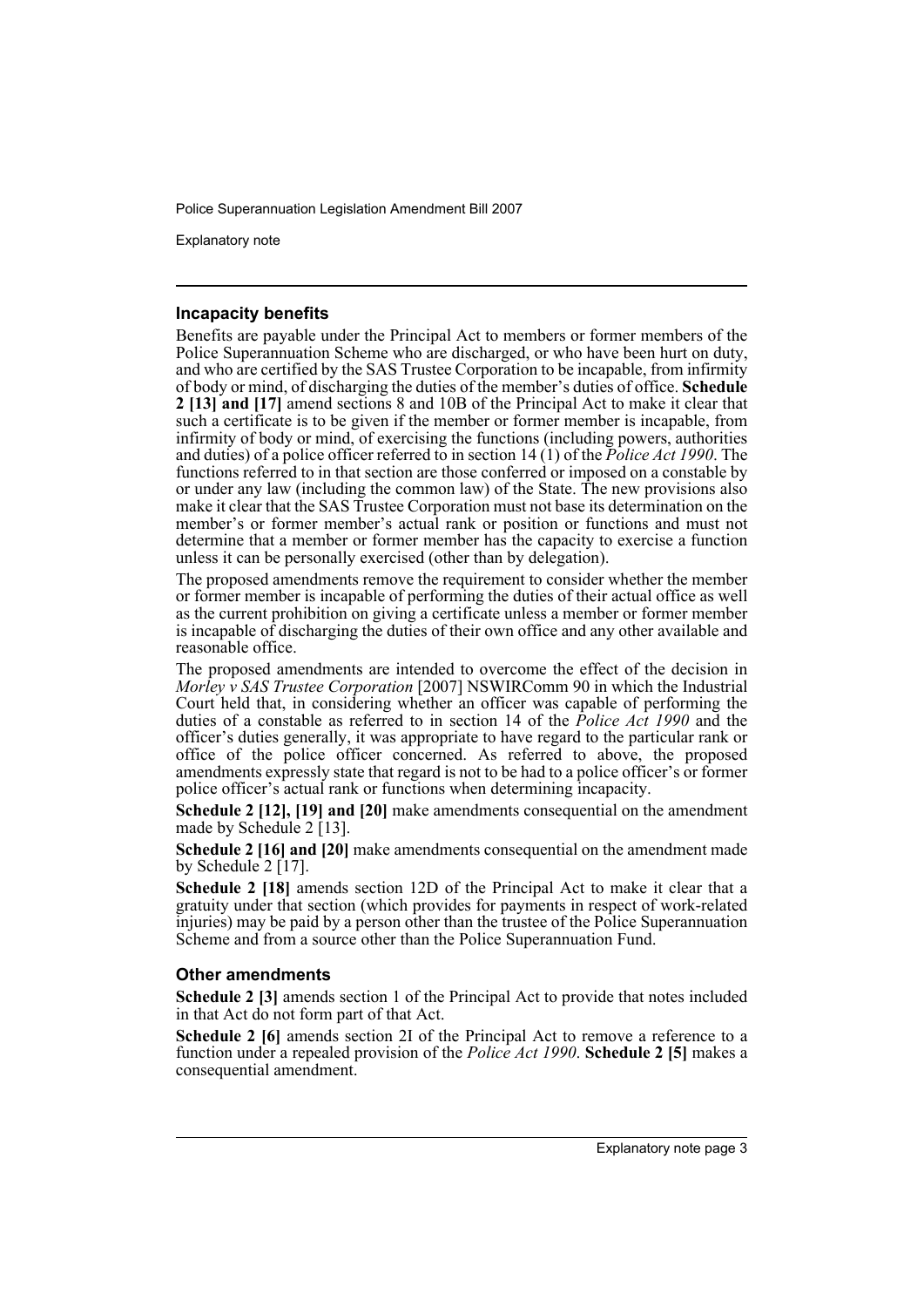### Incapacity benefits

Benefits are payable under the Principal Act to members or former members of the Police Superannuation Scheme who are discharged, or who have been hurt on duty, and who are certified by the SAS Trustee Corporation to be incapable, from infirmity of body or mind, of discharging the duties of the member's duties of office. **Schedule 2 [13] and [17]** amend sections 8 and 10B of the Principal Act to make it clear that such a certificate is to be given if the member or former member is incapable, from infirmity of body or mind, of exercising the functions (including powers, authorities and duties) of a police officer referred to in section 14 (1) of the *Police Act 1990*. The functions referred to in that section are those conferred or imposed on a constable by or under any law (including the common law) of the State. The new provisions also make it clear that the SAS Trustee Corporation must not base its determination on the member's or former member's actual rank or position or functions and must not determine that a member or former member has the capacity to exercise a function unless it can be personally exercised (other than by delegation).

The proposed amendments remove the requirement to consider whether the member or former member is incapable of performing the duties of their actual office as well as the current prohibition on giving a certificate unless a member or former member is incapable of discharging the duties of their own office and any other available and reasonable office.

The proposed amendments are intended to overcome the effect of the decision in *Morley v SAS Trustee Corporation* [2007] NSWIRComm 90 in which the Industrial Court held that, in considering whether an officer was capable of performing the duties of a constable as referred to in section 14 of the *Police Act 1990* and the officer's duties generally, it was appropriate to have regard to the particular rank or office of the police officer concerned. As referred to above, the proposed amendments expressly state that regard is not to be had to a police officer's or former police officer's actual rank or functions when determining incapacity.

**Schedule 2 [12], [19] and [20]** make amendments consequential on the amendment made by Schedule 2 [13].

**Schedule 2 [16] and [20]** make amendments consequential on the amendment made by Schedule 2 [17].

**Schedule 2 [18]** amends section 12D of the Principal Act to make it clear that a gratuity under that section (which provides for payments in respect of work-related injuries) may be paid by a person other than the trustee of the Police Superannuation Scheme and from a source other than the Police Superannuation Fund.

### Other amendments

**Schedule 2 [3]** amends section 1 of the Principal Act to provide that notes included in that Act do not form part of that Act.

**Schedule 2 [6]** amends section 2I of the Principal Act to remove a reference to a function under a repealed provision of the *Police Act 1990*. **Schedule 2 [5]** makes a consequential amendment.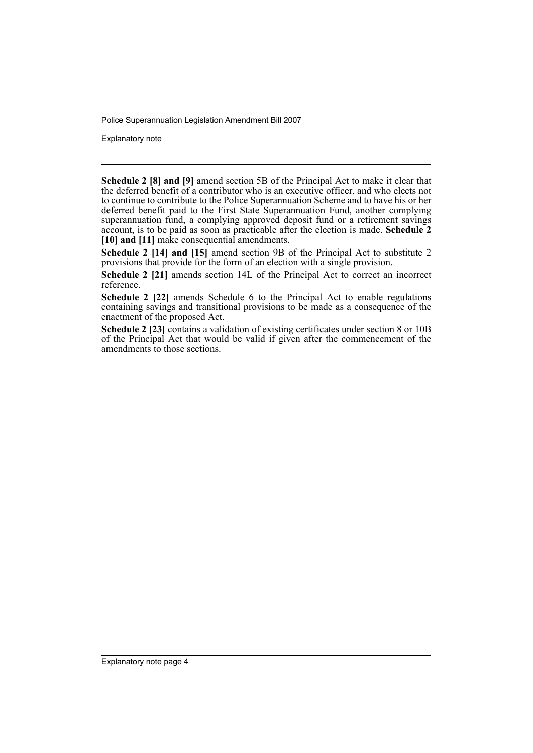**Schedule 2 [8] and [9]** amend section 5B of the Principal Act to make it clear that the deferred benefit of a contributor who is an executive officer, and who elects not to continue to contribute to the Police Superannuation Scheme and to have his or her deferred benefit paid to the First State Superannuation Fund, another complying superannuation fund, a complying approved deposit fund or a retirement savings account, is to be paid as soon as practicable after the election is made. **Schedule 2 [10] and [11]** make consequential amendments.

**Schedule 2 [14] and [15]** amend section 9B of the Principal Act to substitute 2 provisions that provide for the form of an election with a single provision.

**Schedule 2 [21]** amends section 14L of the Principal Act to correct an incorrect reference.

**Schedule 2 [22]** amends Schedule 6 to the Principal Act to enable regulations containing savings and transitional provisions to be made as a consequence of the enactment of the proposed Act.

**Schedule 2 [23]** contains a validation of existing certificates under section 8 or 10B of the Principal Act that would be valid if given after the commencement of the amendments to those sections.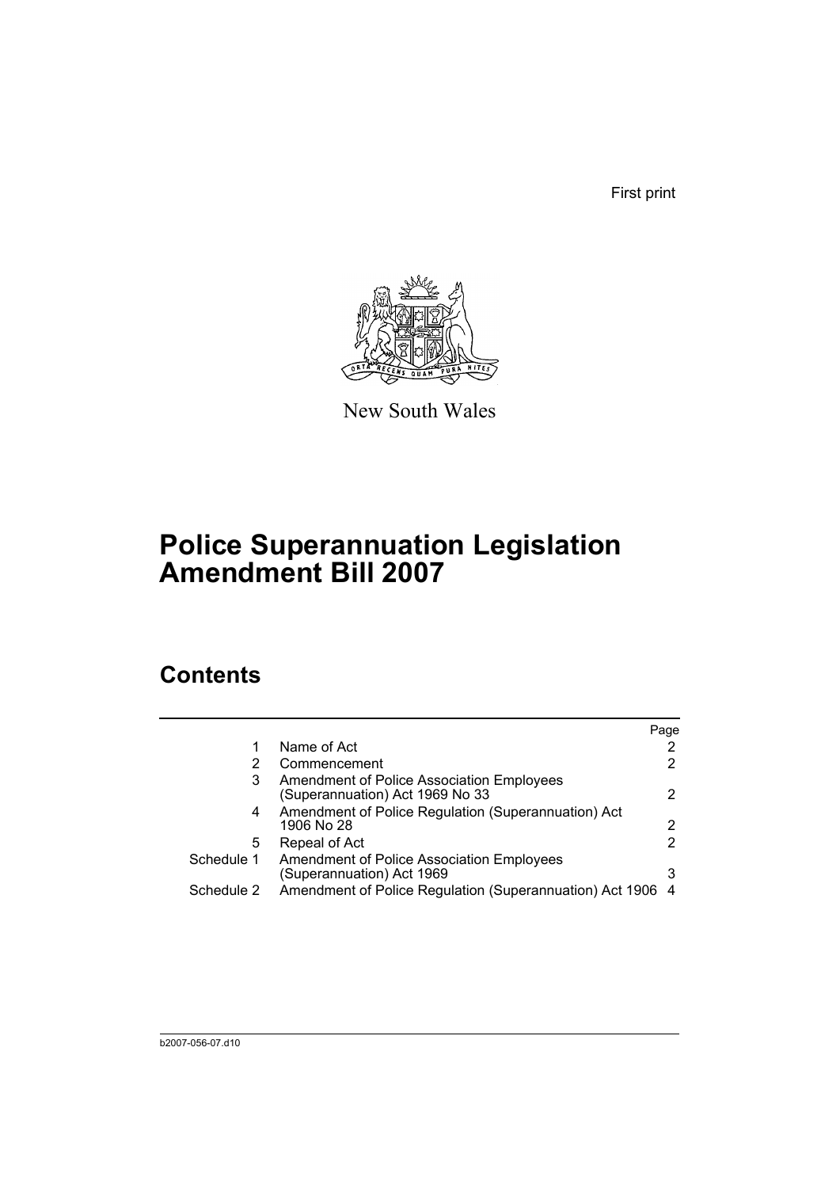First print

New South Wales

# Police Superannuation Legislation Amendment Bill 2007

## Contents

| | | Page |
|---|---|---|
| 1 | Name of Act | 2 |
| 2 | Commencement | 2 |
| 3 | Amendment of Police Association Employees (Superannuation) Act 1969 No 33 | 2 |
| 4 | Amendment of Police Regulation (Superannuation) Act 1906 No 28 | 2 |
| 5 | Repeal of Act | 2 |
| Schedule 1 | Amendment of Police Association Employees (Superannuation) Act 1969 | 3 |
| Schedule 2 | Amendment of Police Regulation (Superannuation) Act 1906 | 4 |

b2007-056-07.d10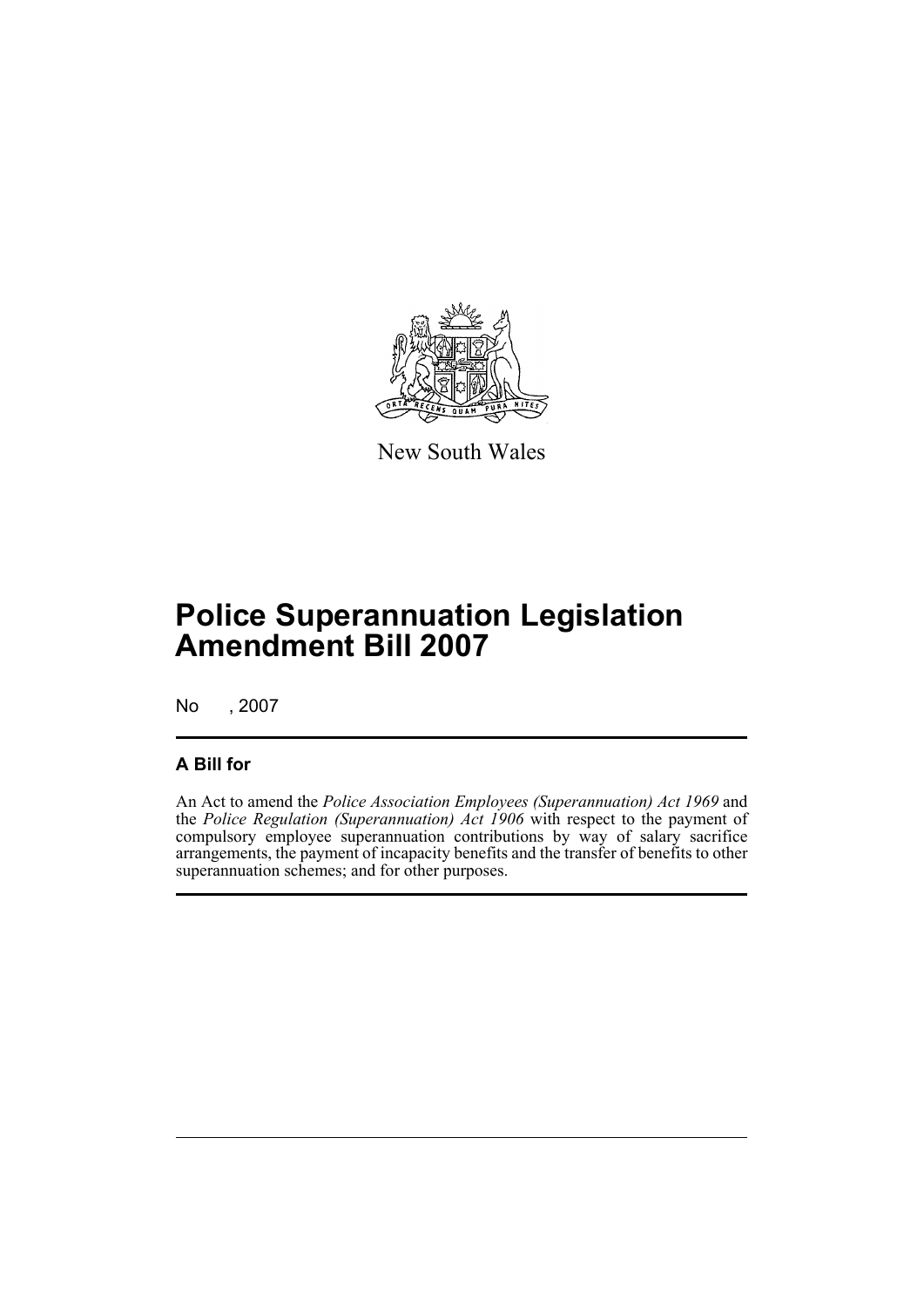New South Wales

# Police Superannuation Legislation Amendment Bill 2007

No , 2007

## A Bill for

An Act to amend the *Police Association Employees (Superannuation) Act 1969* and the *Police Regulation (Superannuation) Act 1906* with respect to the payment of compulsory employee superannuation contributions by way of salary sacrifice arrangements, the payment of incapacity benefits and the transfer of benefits to other superannuation schemes; and for other purposes.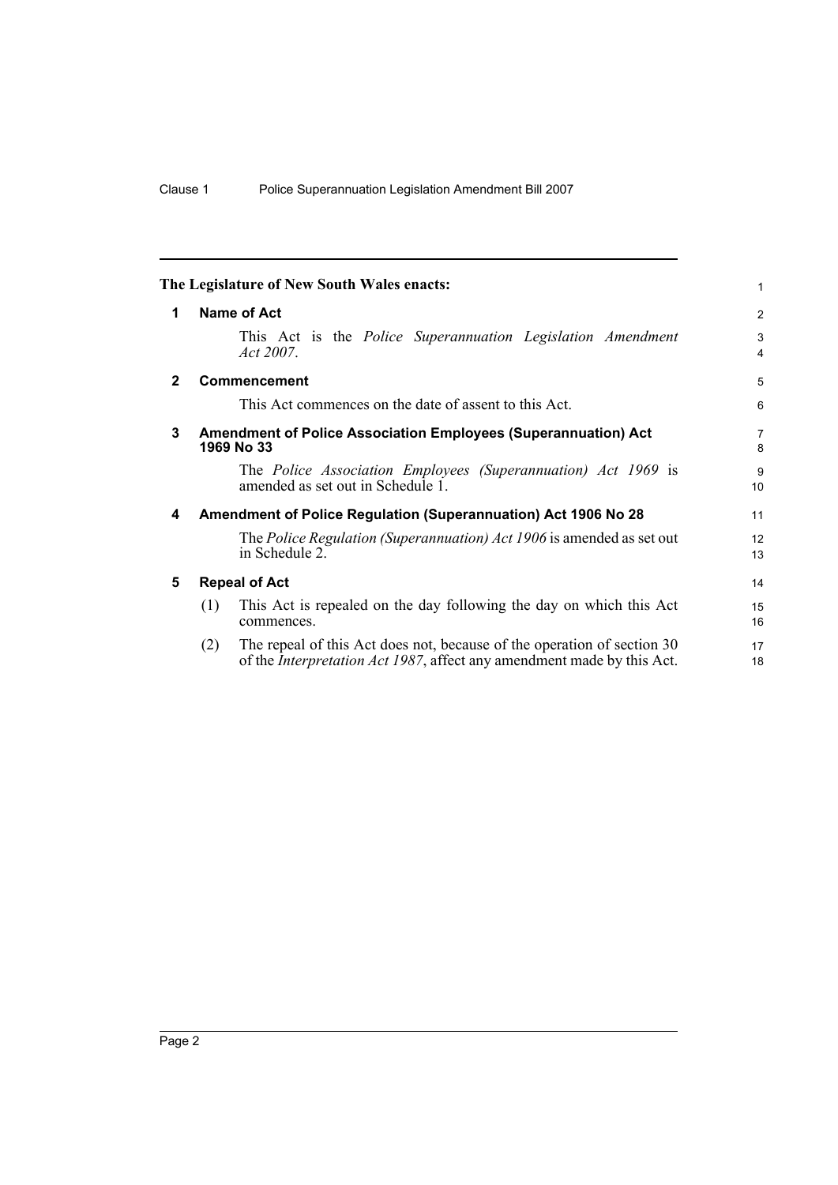**The Legislature of New South Wales enacts:**

## 1 Name of Act

This Act is the *Police Superannuation Legislation Amendment Act 2007*.

## 2 Commencement

This Act commences on the date of assent to this Act.

## 3 Amendment of Police Association Employees (Superannuation) Act 1969 No 33

The *Police Association Employees (Superannuation) Act 1969* is amended as set out in Schedule 1.

## 4 Amendment of Police Regulation (Superannuation) Act 1906 No 28

The *Police Regulation (Superannuation) Act 1906* is amended as set out in Schedule 2.

## 5 Repeal of Act

(1) This Act is repealed on the day following the day on which this Act commences.

(2) The repeal of this Act does not, because of the operation of section 30 of the *Interpretation Act 1987*, affect any amendment made by this Act.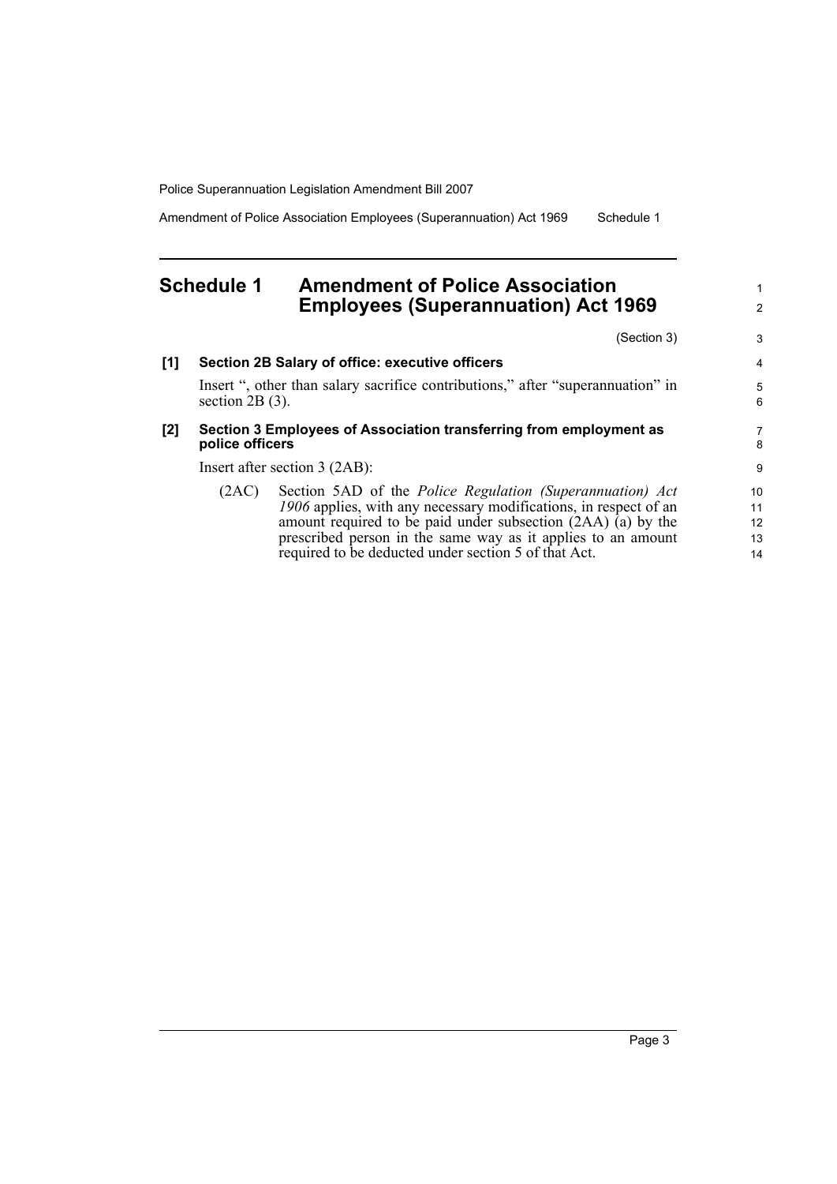# Schedule 1 Amendment of Police Association Employees (Superannuation) Act 1969

(Section 3)

**[1] Section 2B Salary of office: executive officers**

Insert ", other than salary sacrifice contributions," after "superannuation" in section 2B (3).

**[2] Section 3 Employees of Association transferring from employment as police officers**

Insert after section 3 (2AB):

(2AC) Section 5AD of the *Police Regulation (Superannuation) Act 1906* applies, with any necessary modifications, in respect of an amount required to be paid under subsection (2AA) (a) by the prescribed person in the same way as it applies to an amount required to be deducted under section 5 of that Act.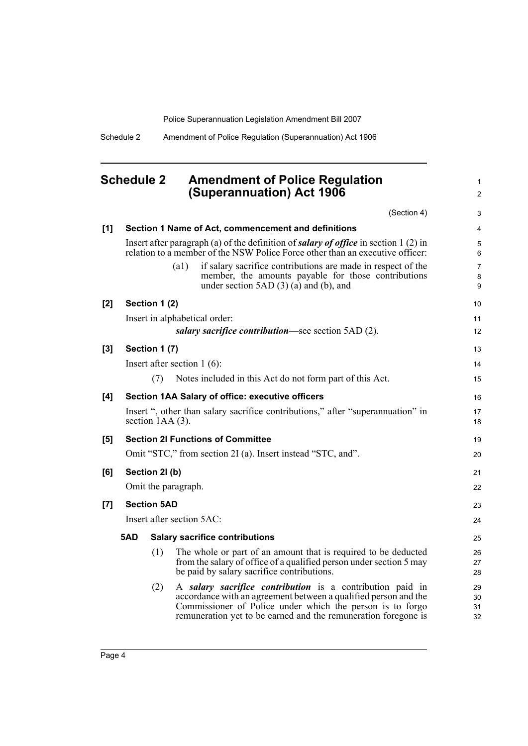# Schedule 2 Amendment of Police Regulation (Superannuation) Act 1906

(Section 4)

**[1] Section 1 Name of Act, commencement and definitions**

Insert after paragraph (a) of the definition of ***salary of office*** in section 1 (2) in relation to a member of the NSW Police Force other than an executive officer:

(a1) if salary sacrifice contributions are made in respect of the member, the amounts payable for those contributions under section 5AD (3) (a) and (b), and

**[2] Section 1 (2)**

Insert in alphabetical order:

***salary sacrifice contribution***—see section 5AD (2).

**[3] Section 1 (7)**

Insert after section 1 (6):

(7) Notes included in this Act do not form part of this Act.

**[4] Section 1AA Salary of office: executive officers**

Insert ", other than salary sacrifice contributions," after "superannuation" in section 1AA (3).

**[5] Section 2I Functions of Committee**

Omit "STC," from section 2I (a). Insert instead "STC, and".

**[6] Section 2I (b)**

Omit the paragraph.

**[7] Section 5AD**

Insert after section 5AC:

**5AD Salary sacrifice contributions**

(1) The whole or part of an amount that is required to be deducted from the salary of office of a qualified person under section 5 may be paid by salary sacrifice contributions.

(2) A ***salary sacrifice contribution*** is a contribution paid in accordance with an agreement between a qualified person and the Commissioner of Police under which the person is to forgo remuneration yet to be earned and the remuneration foregone is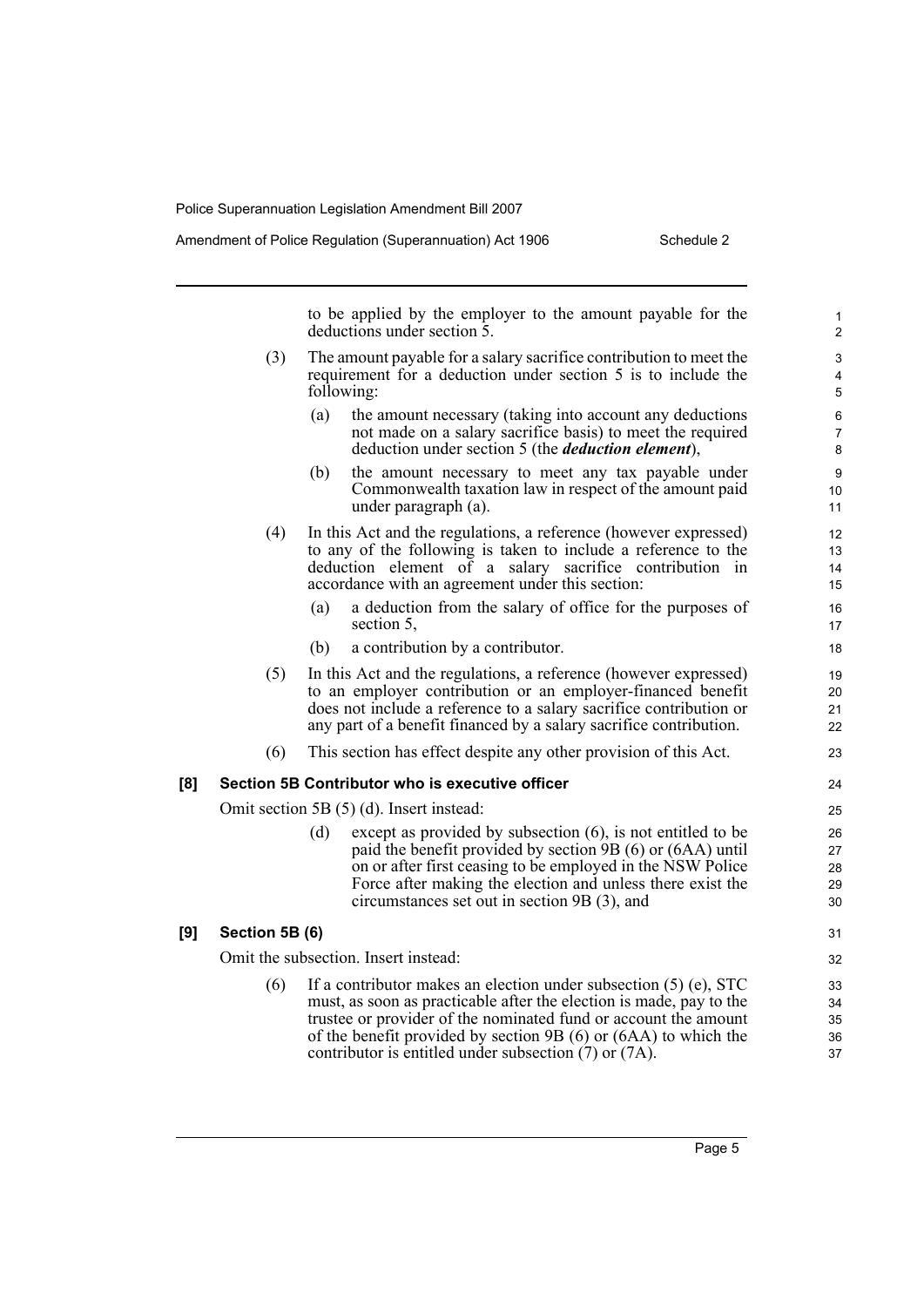to be applied by the employer to the amount payable for the deductions under section 5.

(3) The amount payable for a salary sacrifice contribution to meet the requirement for a deduction under section 5 is to include the following:

(a) the amount necessary (taking into account any deductions not made on a salary sacrifice basis) to meet the required deduction under section 5 (the ***deduction element***),

(b) the amount necessary to meet any tax payable under Commonwealth taxation law in respect of the amount paid under paragraph (a).

(4) In this Act and the regulations, a reference (however expressed) to any of the following is taken to include a reference to the deduction element of a salary sacrifice contribution in accordance with an agreement under this section:

(a) a deduction from the salary of office for the purposes of section 5,

(b) a contribution by a contributor.

(5) In this Act and the regulations, a reference (however expressed) to an employer contribution or an employer-financed benefit does not include a reference to a salary sacrifice contribution or any part of a benefit financed by a salary sacrifice contribution.

(6) This section has effect despite any other provision of this Act.

**[8] Section 5B Contributor who is executive officer**

Omit section 5B (5) (d). Insert instead:

(d) except as provided by subsection (6), is not entitled to be paid the benefit provided by section 9B (6) or (6AA) until on or after first ceasing to be employed in the NSW Police Force after making the election and unless there exist the circumstances set out in section 9B (3), and

**[9] Section 5B (6)**

Omit the subsection. Insert instead:

(6) If a contributor makes an election under subsection (5) (e), STC must, as soon as practicable after the election is made, pay to the trustee or provider of the nominated fund or account the amount of the benefit provided by section 9B (6) or (6AA) to which the contributor is entitled under subsection (7) or (7A).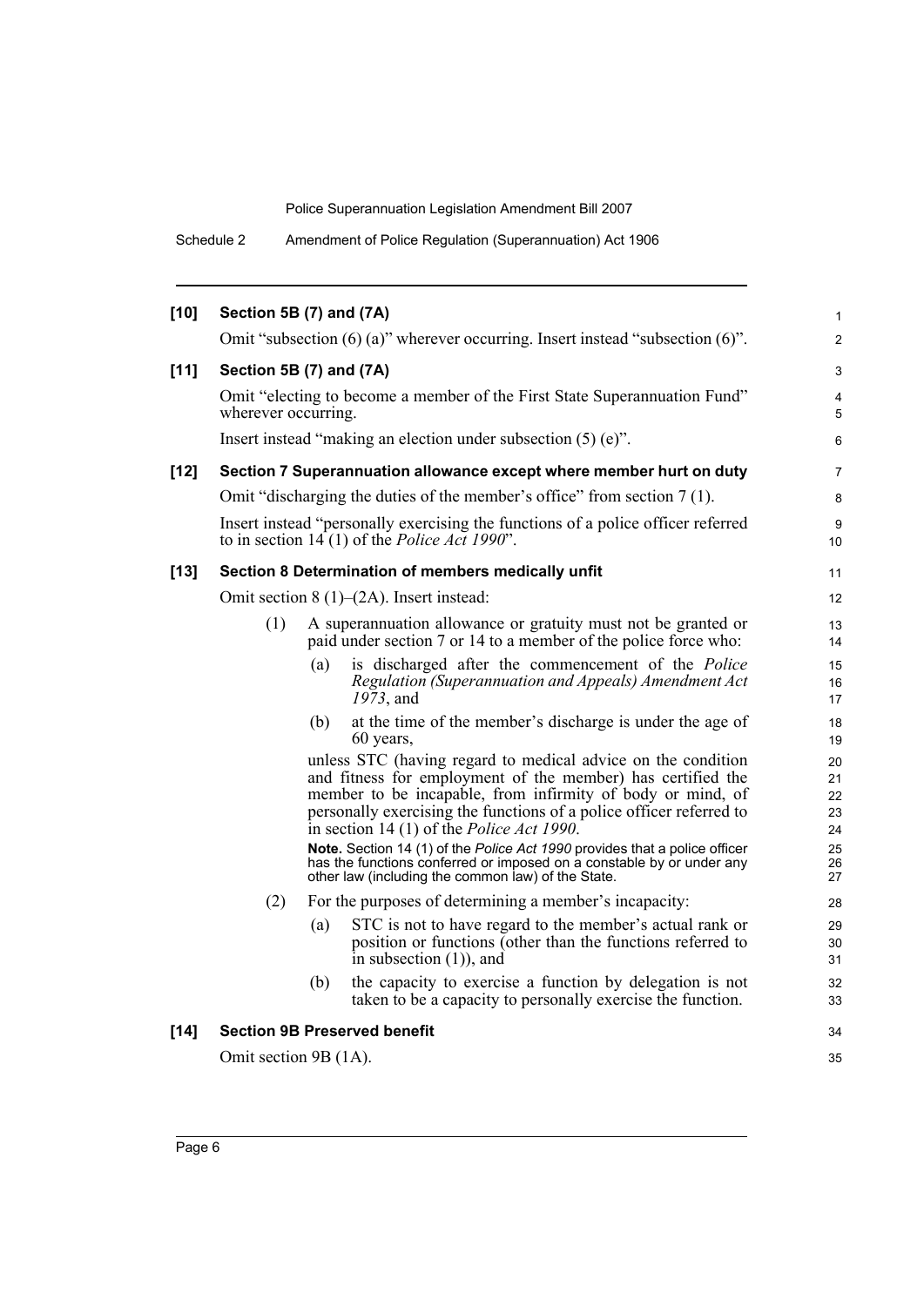**[10] Section 5B (7) and (7A)**

Omit "subsection (6) (a)" wherever occurring. Insert instead "subsection (6)".

**[11] Section 5B (7) and (7A)**

Omit "electing to become a member of the First State Superannuation Fund" wherever occurring.

Insert instead "making an election under subsection (5) (e)".

**[12] Section 7 Superannuation allowance except where member hurt on duty**

Omit "discharging the duties of the member's office" from section 7 (1).

Insert instead "personally exercising the functions of a police officer referred to in section 14 (1) of the *Police Act 1990*".

**[13] Section 8 Determination of members medically unfit**

Omit section 8 (1)–(2A). Insert instead:

(1) A superannuation allowance or gratuity must not be granted or paid under section 7 or 14 to a member of the police force who:

(a) is discharged after the commencement of the *Police Regulation (Superannuation and Appeals) Amendment Act 1973*, and

(b) at the time of the member's discharge is under the age of 60 years,

unless STC (having regard to medical advice on the condition and fitness for employment of the member) has certified the member to be incapable, from infirmity of body or mind, of personally exercising the functions of a police officer referred to in section 14 (1) of the *Police Act 1990*.

**Note.** Section 14 (1) of the *Police Act 1990* provides that a police officer has the functions conferred or imposed on a constable by or under any other law (including the common law) of the State.

(2) For the purposes of determining a member's incapacity:

(a) STC is not to have regard to the member's actual rank or position or functions (other than the functions referred to in subsection (1)), and

(b) the capacity to exercise a function by delegation is not taken to be a capacity to personally exercise the function.

**[14] Section 9B Preserved benefit**

Omit section 9B (1A).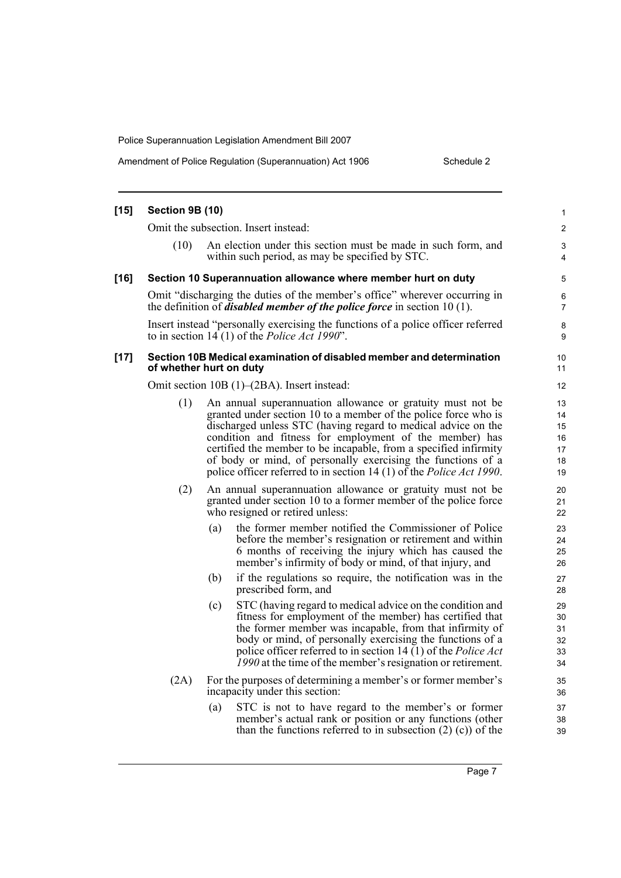**[15] Section 9B (10)**

Omit the subsection. Insert instead:

(10) An election under this section must be made in such form, and within such period, as may be specified by STC.

**[16] Section 10 Superannuation allowance where member hurt on duty**

Omit "discharging the duties of the member's office" wherever occurring in the definition of ***disabled member of the police force*** in section 10 (1).

Insert instead "personally exercising the functions of a police officer referred to in section 14 (1) of the *Police Act 1990*".

**[17] Section 10B Medical examination of disabled member and determination of whether hurt on duty**

Omit section 10B (1)–(2BA). Insert instead:

(1) An annual superannuation allowance or gratuity must not be granted under section 10 to a member of the police force who is discharged unless STC (having regard to medical advice on the condition and fitness for employment of the member) has certified the member to be incapable, from a specified infirmity of body or mind, of personally exercising the functions of a police officer referred to in section 14 (1) of the *Police Act 1990*.

(2) An annual superannuation allowance or gratuity must not be granted under section 10 to a former member of the police force who resigned or retired unless:

(a) the former member notified the Commissioner of Police before the member's resignation or retirement and within 6 months of receiving the injury which has caused the member's infirmity of body or mind, of that injury, and

(b) if the regulations so require, the notification was in the prescribed form, and

(c) STC (having regard to medical advice on the condition and fitness for employment of the member) has certified that the former member was incapable, from that infirmity of body or mind, of personally exercising the functions of a police officer referred to in section 14 (1) of the *Police Act 1990* at the time of the member's resignation or retirement.

(2A) For the purposes of determining a member's or former member's incapacity under this section:

(a) STC is not to have regard to the member's or former member's actual rank or position or any functions (other than the functions referred to in subsection (2) (c)) of the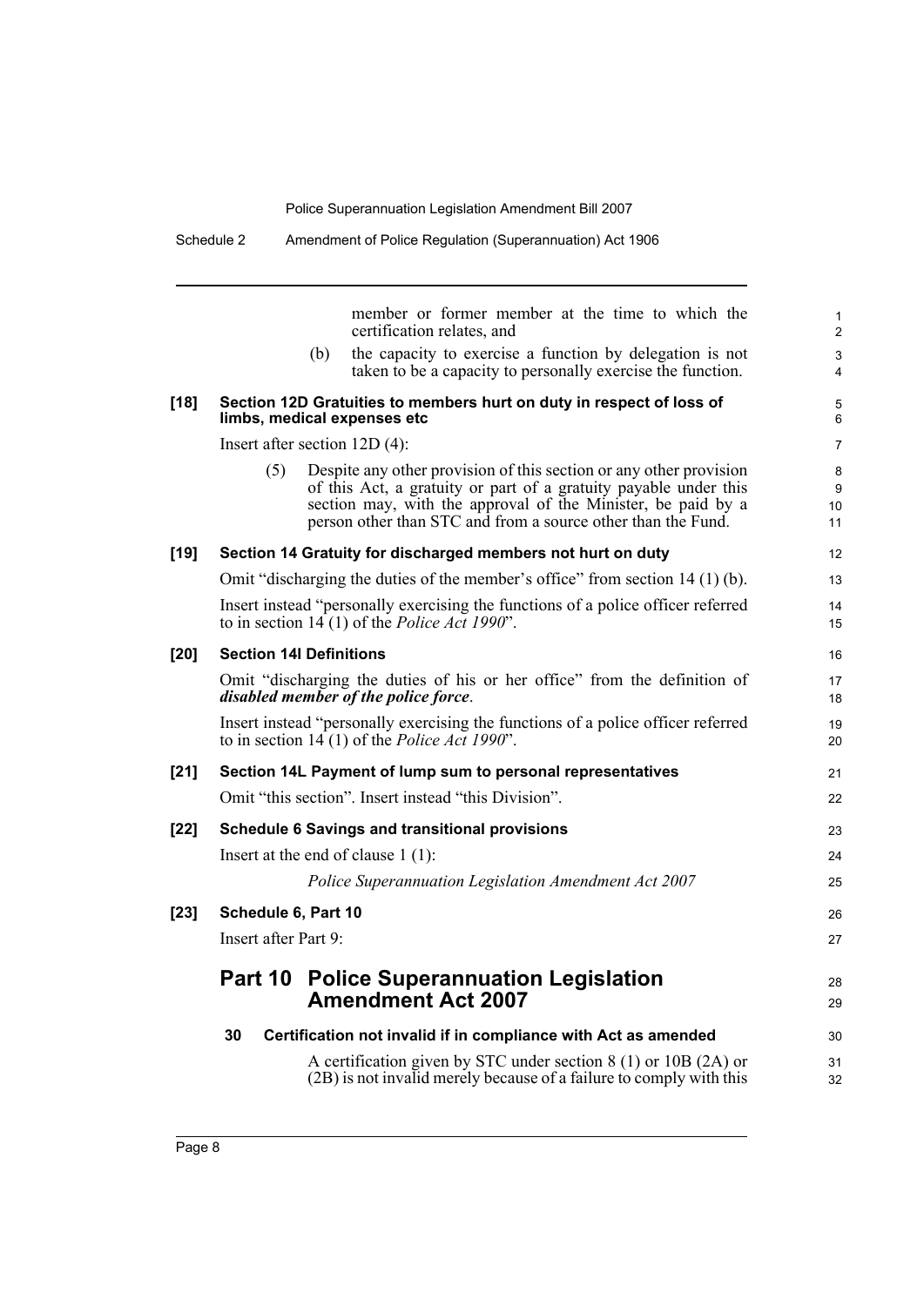member or former member at the time to which the certification relates, and

(b) the capacity to exercise a function by delegation is not taken to be a capacity to personally exercise the function.

**[18] Section 12D Gratuities to members hurt on duty in respect of loss of limbs, medical expenses etc**

Insert after section 12D (4):

(5) Despite any other provision of this section or any other provision of this Act, a gratuity or part of a gratuity payable under this section may, with the approval of the Minister, be paid by a person other than STC and from a source other than the Fund.

**[19] Section 14 Gratuity for discharged members not hurt on duty**

Omit "discharging the duties of the member's office" from section 14 (1) (b).

Insert instead "personally exercising the functions of a police officer referred to in section 14 (1) of the *Police Act 1990*".

**[20] Section 14I Definitions**

Omit "discharging the duties of his or her office" from the definition of ***disabled member of the police force***.

Insert instead "personally exercising the functions of a police officer referred to in section 14 (1) of the *Police Act 1990*".

**[21] Section 14L Payment of lump sum to personal representatives**

Omit "this section". Insert instead "this Division".

**[22] Schedule 6 Savings and transitional provisions**

Insert at the end of clause 1 (1):

*Police Superannuation Legislation Amendment Act 2007*

**[23] Schedule 6, Part 10**

Insert after Part 9:

## Part 10 Police Superannuation Legislation Amendment Act 2007

**30 Certification not invalid if in compliance with Act as amended**

A certification given by STC under section 8 (1) or 10B (2A) or (2B) is not invalid merely because of a failure to comply with this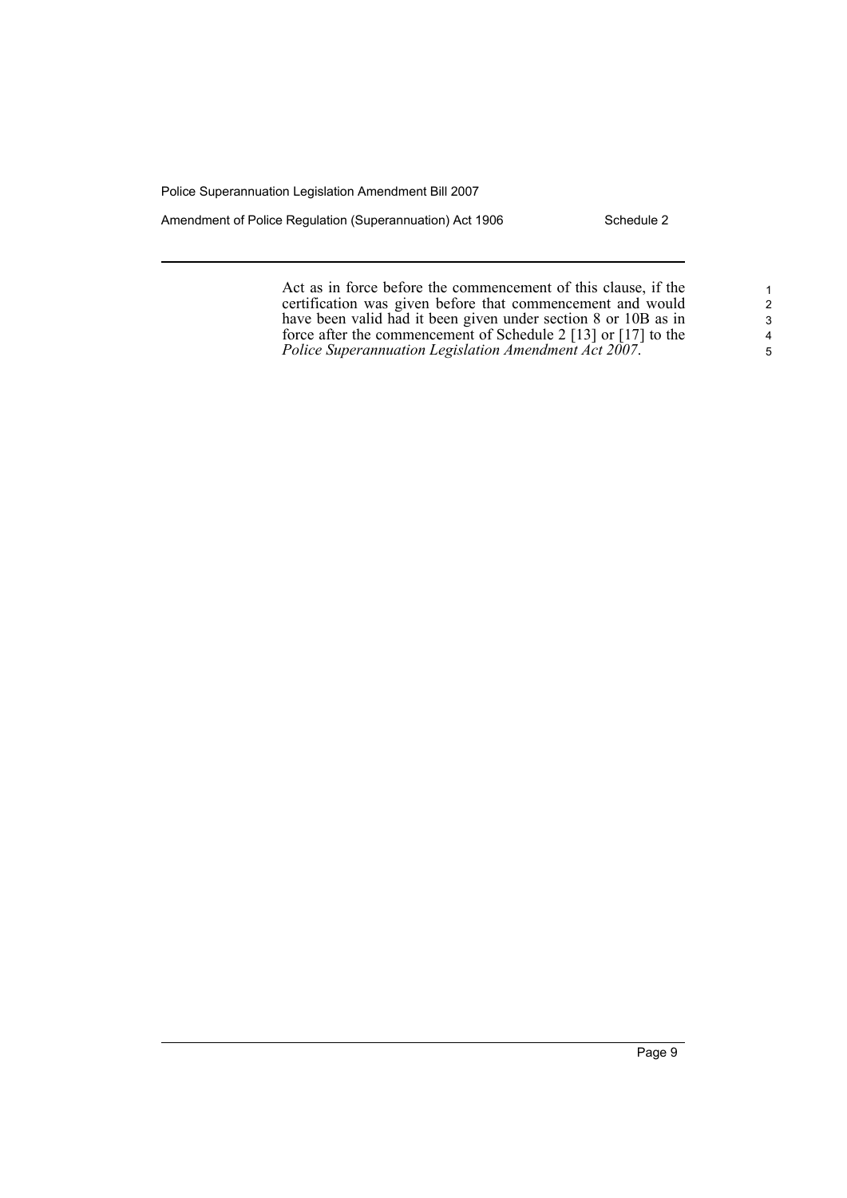Act as in force before the commencement of this clause, if the certification was given before that commencement and would have been valid had it been given under section 8 or 10B as in force after the commencement of Schedule 2 [13] or [17] to the *Police Superannuation Legislation Amendment Act 2007*.